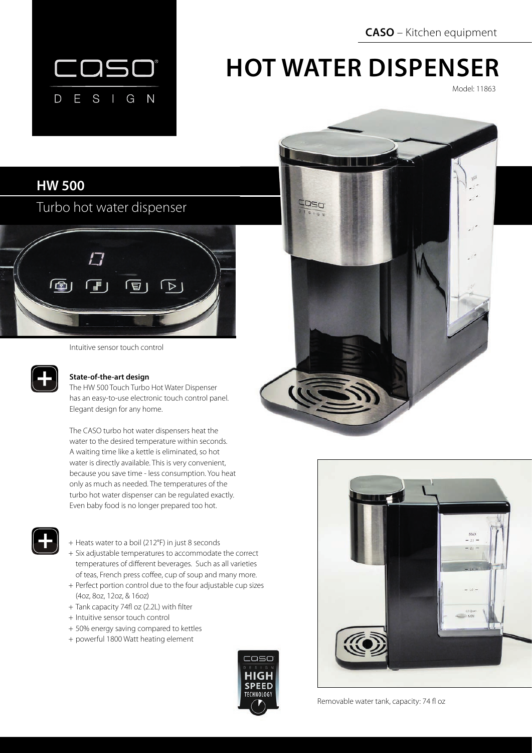**CASO** – Kitchen equipment

# HOT WATER DISPENSER

Model: 11863

## HW 500

Turbo hot water dispenser

Intuitive sensor touch control

**State-of-the-art design**

The HW 500 Touch Turbo Hot Water Dispenser has an easy-to-use electronic touch control panel. Elegant design for any home.

The CASO turbo hot water dispensers heat the water to the desired temperature within seconds. A waiting time like a kettle is eliminated, so hot water is directly available. This is very convenient, because you save time - less consumption. You heat only as much as needed. The temperatures of the turbo hot water dispenser can be regulated exactly. Even baby food is no longer prepared too hot.

+ Heats water to a boil (212°F) in just 8 seconds
+ Six adjustable temperatures to accommodate the correct temperatures of different beverages. Such as all varieties of teas, French press coffee, cup of soup and many more.
+ Perfect portion control due to the four adjustable cup sizes (4oz, 8oz, 12oz, & 16oz)
+ Tank capacity 74fl oz (2.2L) with filter
+ Intuitive sensor touch control
+ 50% energy saving compared to kettles
+ powerful 1800 Watt heating element

Removable water tank, capacity: 74 fl oz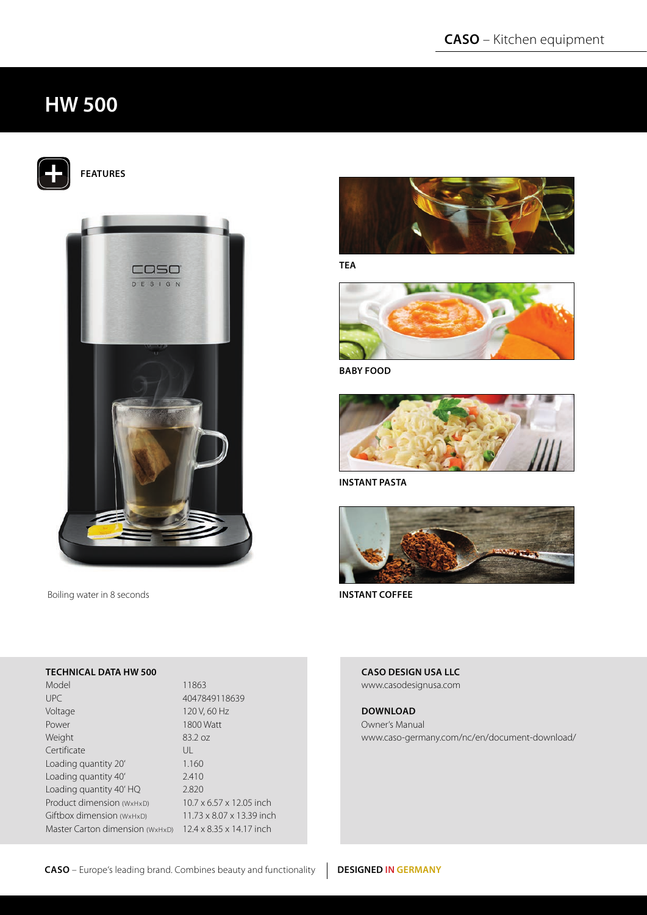# HW 500

**FEATURES**

Boiling water in 8 seconds

**TEA**

**BABY FOOD**

**INSTANT PASTA**

**INSTANT COFFEE**

**TECHNICAL DATA HW 500**

| | |
|---|---|
| Model | 11863 |
| UPC | 4047849118639 |
| Voltage | 120 V, 60 Hz |
| Power | 1800 Watt |
| Weight | 83.2 oz |
| Certificate | UL |
| Loading quantity 20' | 1.160 |
| Loading quantity 40' | 2.410 |
| Loading quantity 40' HQ | 2.820 |
| Product dimension (WxHxD) | 10.7 x 6.57 x 12.05 inch |
| Giftbox dimension (WxHxD) | 11.73 x 8.07 x 13.39 inch |
| Master Carton dimension (WxHxD) | 12.4 x 8.35 x 14.17 inch |

**CASO DESIGN USA LLC**
www.casodesignusa.com

**DOWNLOAD**
Owner's Manual
www.caso-germany.com/nc/en/document-download/

**CASO** – Europe's leading brand. Combines beauty and functionality | **DESIGNED IN GERMANY**